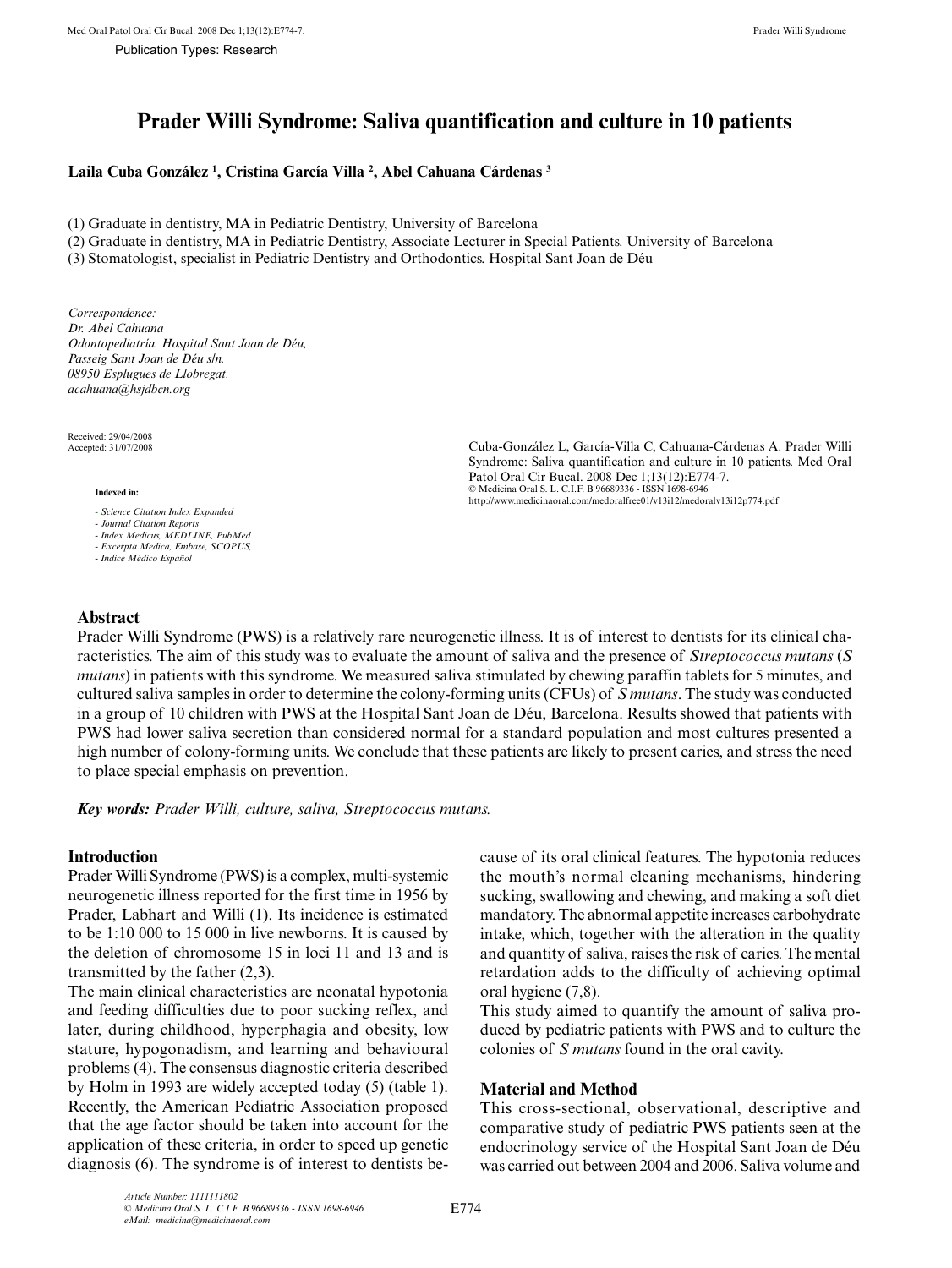Publication Types: Research

# Prader Willi Syndrome: Saliva quantification and culture in 10 patients

**Laila Cuba González [1], Cristina García Villa [2], Abel Cahuana Cárdenas [3]**

(1) Graduate in dentistry, MA in Pediatric Dentistry, University of Barcelona
(2) Graduate in dentistry, MA in Pediatric Dentistry, Associate Lecturer in Special Patients. University of Barcelona
(3) Stomatologist, specialist in Pediatric Dentistry and Orthodontics. Hospital Sant Joan de Déu

*Correspondence:*
*Dr. Abel Cahuana*
*Odontopediatría. Hospital Sant Joan de Déu,*
*Passeig Sant Joan de Déu s/n.*
*08950 Esplugues de Llobregat.*
*acahuana@hsjdbcn.org*

Received: 29/04/2008
Accepted: 31/07/2008

**Indexed in:**

- *Science Citation Index Expanded*
- *Journal Citation Reports*
- *Index Medicus, MEDLINE, PubMed*
- *Excerpta Medica, Embase, SCOPUS,*
- *Indice Médico Español*

Cuba-González L, García-Villa C, Cahuana-Cárdenas A. Prader Willi Syndrome: Saliva quantification and culture in 10 patients. Med Oral Patol Oral Cir Bucal. 2008 Dec 1;13(12):E774-7.
© Medicina Oral S. L. C.I.F. B 96689336 - ISSN 1698-6946
http://www.medicinaoral.com/medoralfree01/v13i12/medoralv13i12p774.pdf

## Abstract

Prader Willi Syndrome (PWS) is a relatively rare neurogenetic illness. It is of interest to dentists for its clinical characteristics. The aim of this study was to evaluate the amount of saliva and the presence of *Streptococcus mutans* (*S mutans*) in patients with this syndrome. We measured saliva stimulated by chewing paraffin tablets for 5 minutes, and cultured saliva samples in order to determine the colony-forming units (CFUs) of *S mutans*. The study was conducted in a group of 10 children with PWS at the Hospital Sant Joan de Déu, Barcelona. Results showed that patients with PWS had lower saliva secretion than considered normal for a standard population and most cultures presented a high number of colony-forming units. We conclude that these patients are likely to present caries, and stress the need to place special emphasis on prevention.

***Key words:*** *Prader Willi, culture, saliva, Streptococcus mutans.*

## Introduction

Prader Willi Syndrome (PWS) is a complex, multi-systemic neurogenetic illness reported for the first time in 1956 by Prader, Labhart and Willi (1). Its incidence is estimated to be 1:10 000 to 15 000 in live newborns. It is caused by the deletion of chromosome 15 in loci 11 and 13 and is transmitted by the father (2,3).

The main clinical characteristics are neonatal hypotonia and feeding difficulties due to poor sucking reflex, and later, during childhood, hyperphagia and obesity, low stature, hypogonadism, and learning and behavioural problems (4). The consensus diagnostic criteria described by Holm in 1993 are widely accepted today (5) (table 1). Recently, the American Pediatric Association proposed that the age factor should be taken into account for the application of these criteria, in order to speed up genetic diagnosis (6). The syndrome is of interest to dentists because of its oral clinical features. The hypotonia reduces the mouth's normal cleaning mechanisms, hindering sucking, swallowing and chewing, and making a soft diet mandatory. The abnormal appetite increases carbohydrate intake, which, together with the alteration in the quality and quantity of saliva, raises the risk of caries. The mental retardation adds to the difficulty of achieving optimal oral hygiene (7,8).

This study aimed to quantify the amount of saliva produced by pediatric patients with PWS and to culture the colonies of *S mutans* found in the oral cavity.

## Material and Method

This cross-sectional, observational, descriptive and comparative study of pediatric PWS patients seen at the endocrinology service of the Hospital Sant Joan de Déu was carried out between 2004 and 2006. Saliva volume and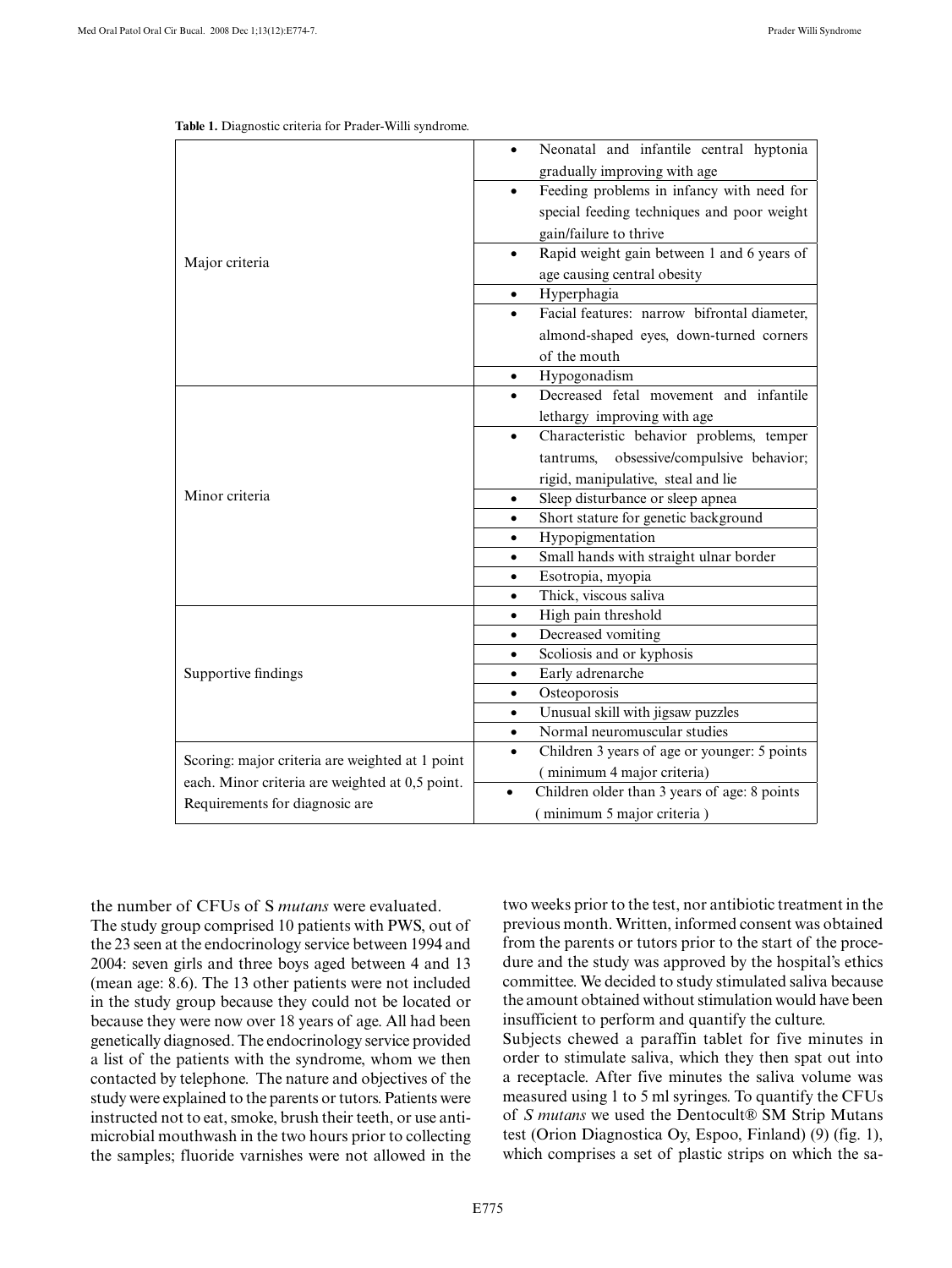**Table 1.** Diagnostic criteria for Prader-Willi syndrome.

| | |
|---|---|
| Major criteria | • Neonatal and infantile central hyptonia gradually improving with age |
| | • Feeding problems in infancy with need for special feeding techniques and poor weight gain/failure to thrive |
| | • Rapid weight gain between 1 and 6 years of age causing central obesity |
| | • Hyperphagia |
| | • Facial features: narrow bifrontal diameter, almond-shaped eyes, down-turned corners of the mouth |
| | • Hypogonadism |
| Minor criteria | • Decreased fetal movement and infantile lethargy improving with age |
| | • Characteristic behavior problems, temper tantrums, obsessive/compulsive behavior; rigid, manipulative, steal and lie |
| | • Sleep disturbance or sleep apnea |
| | • Short stature for genetic background |
| | • Hypopigmentation |
| | • Small hands with straight ulnar border |
| | • Esotropia, myopia |
| | • Thick, viscous saliva |
| Supportive findings | • High pain threshold |
| | • Decreased vomiting |
| | • Scoliosis and or kyphosis |
| | • Early adrenarche |
| | • Osteoporosis |
| | • Unusual skill with jigsaw puzzles |
| | • Normal neuromuscular studies |
| Scoring: major criteria are weighted at 1 point each. Minor criteria are weighted at 0,5 point. Requirements for diagnosic are | • Children 3 years of age or younger: 5 points ( minimum 4 major criteria) |
| | • Children older than 3 years of age: 8 points ( minimum 5 major criteria ) |

the number of CFUs of S *mutans* were evaluated.

The study group comprised 10 patients with PWS, out of the 23 seen at the endocrinology service between 1994 and 2004: seven girls and three boys aged between 4 and 13 (mean age: 8.6). The 13 other patients were not included in the study group because they could not be located or because they were now over 18 years of age. All had been genetically diagnosed. The endocrinology service provided a list of the patients with the syndrome, whom we then contacted by telephone. The nature and objectives of the study were explained to the parents or tutors. Patients were instructed not to eat, smoke, brush their teeth, or use antimicrobial mouthwash in the two hours prior to collecting the samples; fluoride varnishes were not allowed in the two weeks prior to the test, nor antibiotic treatment in the previous month. Written, informed consent was obtained from the parents or tutors prior to the start of the procedure and the study was approved by the hospital's ethics committee. We decided to study stimulated saliva because the amount obtained without stimulation would have been insufficient to perform and quantify the culture.

Subjects chewed a paraffin tablet for five minutes in order to stimulate saliva, which they then spat out into a receptacle. After five minutes the saliva volume was measured using 1 to 5 ml syringes. To quantify the CFUs of *S mutans* we used the Dentocult® SM Strip Mutans test (Orion Diagnostica Oy, Espoo, Finland) (9) (fig. 1), which comprises a set of plastic strips on which the sa-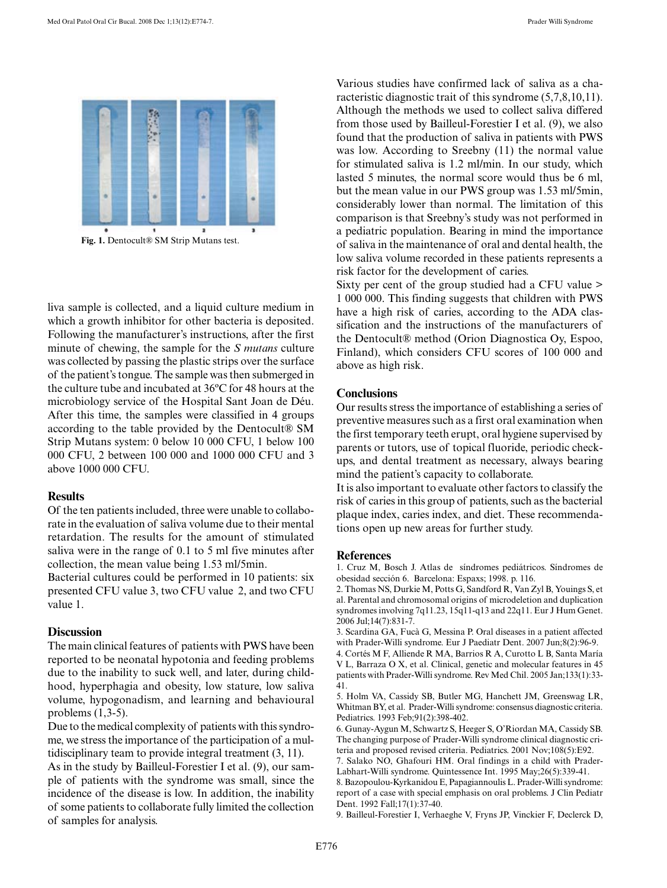Fig. 1. Dentocult® SM Strip Mutans test.

liva sample is collected, and a liquid culture medium in which a growth inhibitor for other bacteria is deposited. Following the manufacturer's instructions, after the first minute of chewing, the sample for the *S mutans* culture was collected by passing the plastic strips over the surface of the patient's tongue. The sample was then submerged in the culture tube and incubated at 36ºC for 48 hours at the microbiology service of the Hospital Sant Joan de Déu. After this time, the samples were classified in 4 groups according to the table provided by the Dentocult® SM Strip Mutans system: 0 below 10 000 CFU, 1 below 100 000 CFU, 2 between 100 000 and 1000 000 CFU and 3 above 1000 000 CFU.

## Results

Of the ten patients included, three were unable to collaborate in the evaluation of saliva volume due to their mental retardation. The results for the amount of stimulated saliva were in the range of 0.1 to 5 ml five minutes after collection, the mean value being 1.53 ml/5min.

Bacterial cultures could be performed in 10 patients: six presented CFU value 3, two CFU value 2, and two CFU value 1.

## Discussion

The main clinical features of patients with PWS have been reported to be neonatal hypotonia and feeding problems due to the inability to suck well, and later, during childhood, hyperphagia and obesity, low stature, low saliva volume, hypogonadism, and learning and behavioural problems (1,3-5).

Due to the medical complexity of patients with this syndrome, we stress the importance of the participation of a multidisciplinary team to provide integral treatment (3, 11).

As in the study by Bailleul-Forestier I et al. (9), our sample of patients with the syndrome was small, since the incidence of the disease is low. In addition, the inability of some patients to collaborate fully limited the collection of samples for analysis.

Various studies have confirmed lack of saliva as a characteristic diagnostic trait of this syndrome (5,7,8,10,11). Although the methods we used to collect saliva differed from those used by Bailleul-Forestier I et al. (9), we also found that the production of saliva in patients with PWS was low. According to Sreebny (11) the normal value for stimulated saliva is 1.2 ml/min. In our study, which lasted 5 minutes, the normal score would thus be 6 ml, but the mean value in our PWS group was 1.53 ml/5min, considerably lower than normal. The limitation of this comparison is that Sreebny's study was not performed in a pediatric population. Bearing in mind the importance of saliva in the maintenance of oral and dental health, the low saliva volume recorded in these patients represents a risk factor for the development of caries.

Sixty per cent of the group studied had a CFU value > 1 000 000. This finding suggests that children with PWS have a high risk of caries, according to the ADA classification and the instructions of the manufacturers of the Dentocult® method (Orion Diagnostica Oy, Espoo, Finland), which considers CFU scores of 100 000 and above as high risk.

## Conclusions

Our results stress the importance of establishing a series of preventive measures such as a first oral examination when the first temporary teeth erupt, oral hygiene supervised by parents or tutors, use of topical fluoride, periodic checkups, and dental treatment as necessary, always bearing mind the patient's capacity to collaborate.

It is also important to evaluate other factors to classify the risk of caries in this group of patients, such as the bacterial plaque index, caries index, and diet. These recommendations open up new areas for further study.

## References

1. Cruz M, Bosch J. Atlas de síndromes pediátricos. Síndromes de obesidad sección 6. Barcelona: Espaxs; 1998. p. 116.
2. Thomas NS, Durkie M, Potts G, Sandford R, Van Zyl B, Youings S, et al. Parental and chromosomal origins of microdeletion and duplication syndromes involving 7q11.23, 15q11-q13 and 22q11. Eur J Hum Genet. 2006 Jul;14(7):831-7.
3. Scardina GA, Fucà G, Messina P. Oral diseases in a patient affected with Prader-Willi syndrome. Eur J Paediatr Dent. 2007 Jun;8(2):96-9.
4. Cortés M F, Alliende R MA, Barrios R A, Curotto L B, Santa María V L, Barraza O X, et al. Clinical, genetic and molecular features in 45 patients with Prader-Willi syndrome. Rev Med Chil. 2005 Jan;133(1):33-41.
5. Holm VA, Cassidy SB, Butler MG, Hanchett JM, Greenswag LR, Whitman BY, et al. Prader-Willi syndrome: consensus diagnostic criteria. Pediatrics. 1993 Feb;91(2):398-402.
6. Gunay-Aygun M, Schwartz S, Heeger S, O'Riordan MA, Cassidy SB. The changing purpose of Prader-Willi syndrome clinical diagnostic criteria and proposed revised criteria. Pediatrics. 2001 Nov;108(5):E92.
7. Salako NO, Ghafouri HM. Oral findings in a child with Prader-Labhart-Willi syndrome. Quintessence Int. 1995 May;26(5):339-41.
8. Bazopoulou-Kyrkanidou E, Papagiannoulis L. Prader-Willi syndrome: report of a case with special emphasis on oral problems. J Clin Pediatr Dent. 1992 Fall;17(1):37-40.
9. Bailleul-Forestier I, Verhaeghe V, Fryns JP, Vinckier F, Declerck D,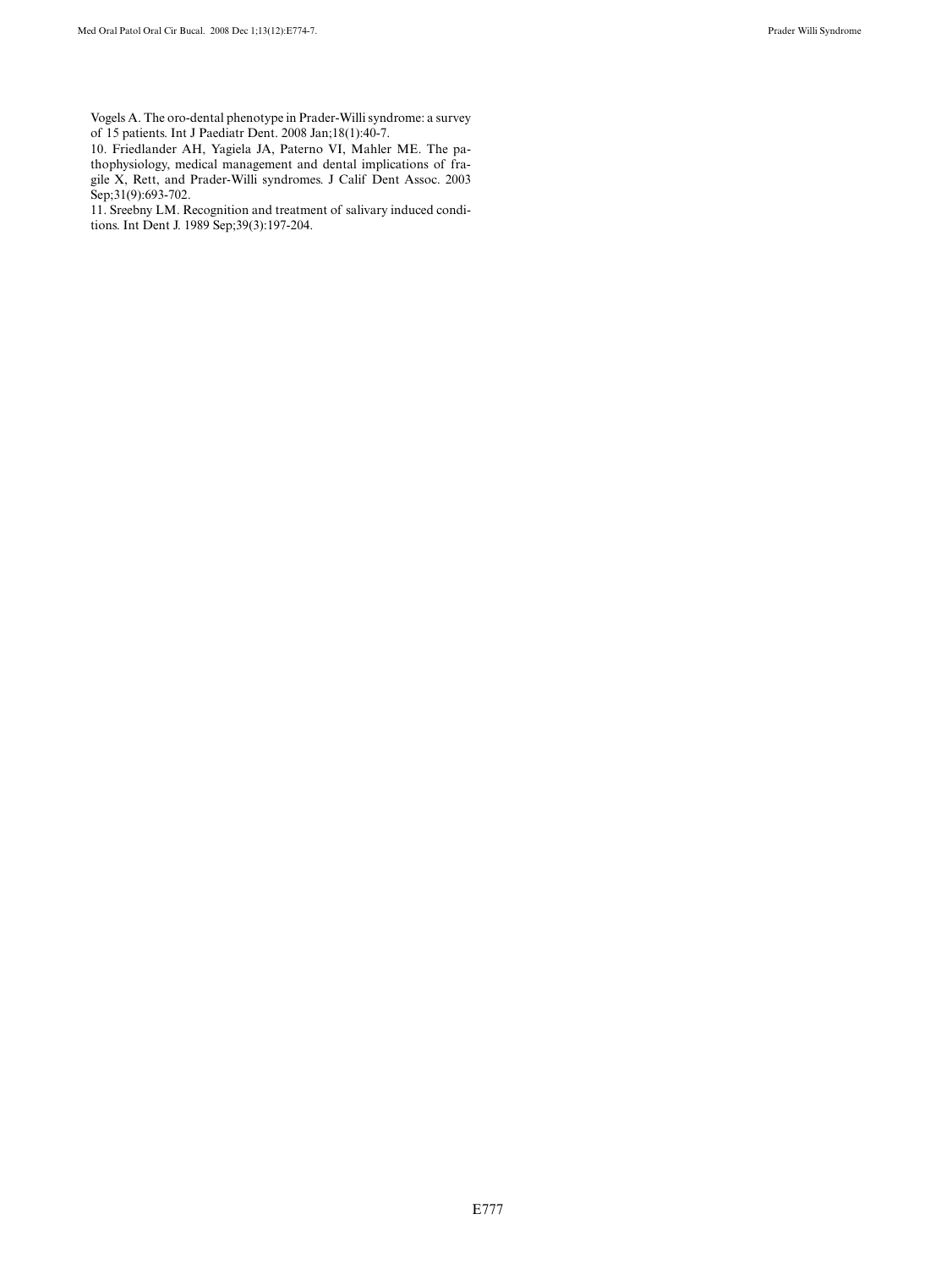Vogels A. The oro-dental phenotype in Prader-Willi syndrome: a survey of 15 patients. Int J Paediatr Dent. 2008 Jan;18(1):40-7.

10. Friedlander AH, Yagiela JA, Paterno VI, Mahler ME. The pathophysiology, medical management and dental implications of fragile X, Rett, and Prader-Willi syndromes. J Calif Dent Assoc. 2003 Sep;31(9):693-702.

11. Sreebny LM. Recognition and treatment of salivary induced conditions. Int Dent J. 1989 Sep;39(3):197-204.